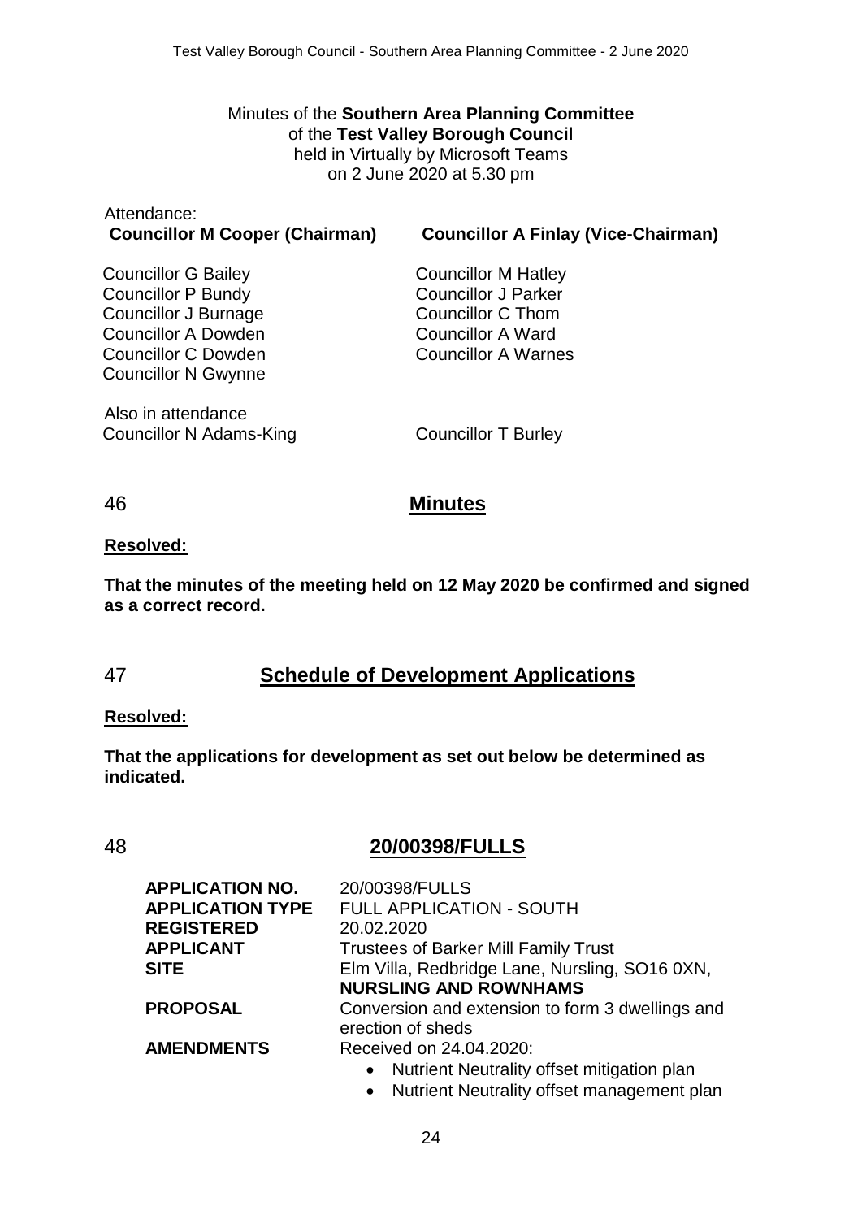Minutes of the **Southern Area Planning Committee**
of the **Test Valley Borough Council**
held in Virtually by Microsoft Teams
on 2 June 2020 at 5.30 pm

Attendance:

**Councillor M Cooper (Chairman)**

**Councillor A Finlay (Vice-Chairman)**

Councillor G Bailey
Councillor P Bundy
Councillor J Burnage
Councillor A Dowden
Councillor C Dowden
Councillor N Gwynne
Councillor M Hatley
Councillor J Parker
Councillor C Thom
Councillor A Ward
Councillor A Warnes

Also in attendance

Councillor N Adams-King
Councillor T Burley

## 46 Minutes

**Resolved:**

**That the minutes of the meeting held on 12 May 2020 be confirmed and signed as a correct record.**

## 47 Schedule of Development Applications

**Resolved:**

**That the applications for development as set out below be determined as indicated.**

## 48 20/00398/FULLS

| | |
|---|---|
| **APPLICATION NO.** | 20/00398/FULLS |
| **APPLICATION TYPE** | FULL APPLICATION - SOUTH |
| **REGISTERED** | 20.02.2020 |
| **APPLICANT** | Trustees of Barker Mill Family Trust |
| **SITE** | Elm Villa, Redbridge Lane, Nursling, SO16 0XN, **NURSLING AND ROWNHAMS** |
| **PROPOSAL** | Conversion and extension to form 3 dwellings and erection of sheds |
| **AMENDMENTS** | Received on 24.04.2020:<br>• Nutrient Neutrality offset mitigation plan<br>• Nutrient Neutrality offset management plan |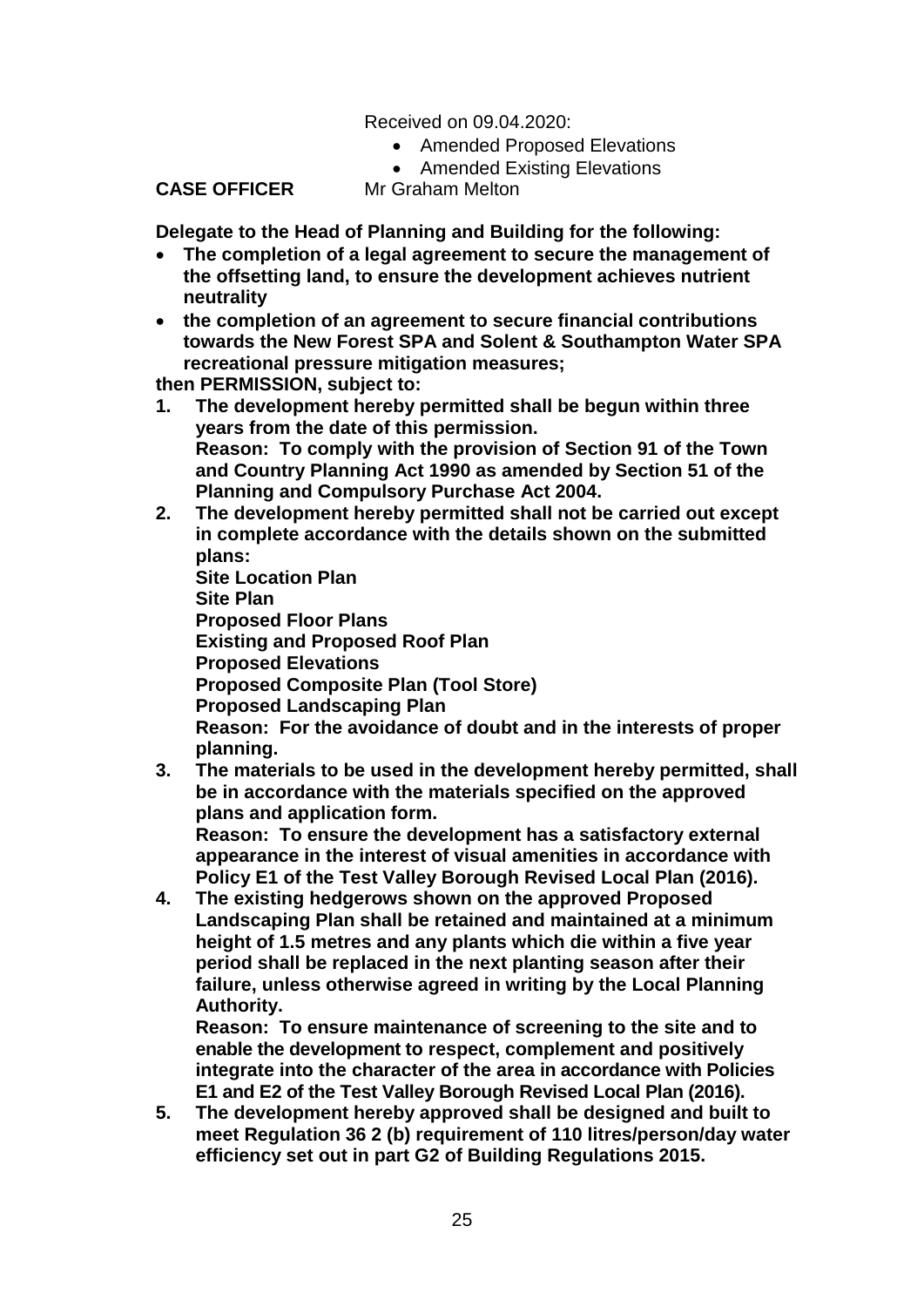Received on 09.04.2020:

- Amended Proposed Elevations
- Amended Existing Elevations

**CASE OFFICER** Mr Graham Melton

**Delegate to the Head of Planning and Building for the following:**

- **The completion of a legal agreement to secure the management of the offsetting land, to ensure the development achieves nutrient neutrality**
- **the completion of an agreement to secure financial contributions towards the New Forest SPA and Solent & Southampton Water SPA recreational pressure mitigation measures;**

**then PERMISSION, subject to:**

1. **The development hereby permitted shall be begun within three years from the date of this permission.**
   **Reason: To comply with the provision of Section 91 of the Town and Country Planning Act 1990 as amended by Section 51 of the Planning and Compulsory Purchase Act 2004.**
2. **The development hereby permitted shall not be carried out except in complete accordance with the details shown on the submitted plans:**
   **Site Location Plan**
   **Site Plan**
   **Proposed Floor Plans**
   **Existing and Proposed Roof Plan**
   **Proposed Elevations**
   **Proposed Composite Plan (Tool Store)**
   **Proposed Landscaping Plan**
   **Reason: For the avoidance of doubt and in the interests of proper planning.**
3. **The materials to be used in the development hereby permitted, shall be in accordance with the materials specified on the approved plans and application form.**
   **Reason: To ensure the development has a satisfactory external appearance in the interest of visual amenities in accordance with Policy E1 of the Test Valley Borough Revised Local Plan (2016).**
4. **The existing hedgerows shown on the approved Proposed Landscaping Plan shall be retained and maintained at a minimum height of 1.5 metres and any plants which die within a five year period shall be replaced in the next planting season after their failure, unless otherwise agreed in writing by the Local Planning Authority.**
   **Reason: To ensure maintenance of screening to the site and to enable the development to respect, complement and positively integrate into the character of the area in accordance with Policies E1 and E2 of the Test Valley Borough Revised Local Plan (2016).**
5. **The development hereby approved shall be designed and built to meet Regulation 36 2 (b) requirement of 110 litres/person/day water efficiency set out in part G2 of Building Regulations 2015.**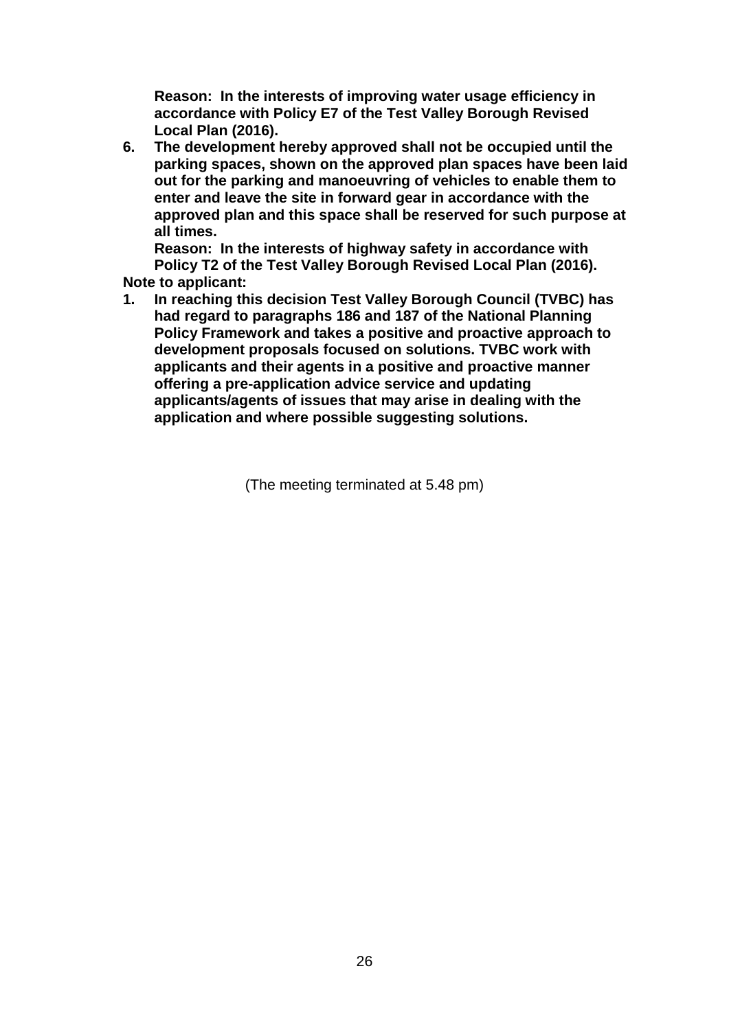**Reason: In the interests of improving water usage efficiency in accordance with Policy E7 of the Test Valley Borough Revised Local Plan (2016).**

6. **The development hereby approved shall not be occupied until the parking spaces, shown on the approved plan spaces have been laid out for the parking and manoeuvring of vehicles to enable them to enter and leave the site in forward gear in accordance with the approved plan and this space shall be reserved for such purpose at all times.**
   **Reason: In the interests of highway safety in accordance with Policy T2 of the Test Valley Borough Revised Local Plan (2016).**

**Note to applicant:**

1. **In reaching this decision Test Valley Borough Council (TVBC) has had regard to paragraphs 186 and 187 of the National Planning Policy Framework and takes a positive and proactive approach to development proposals focused on solutions. TVBC work with applicants and their agents in a positive and proactive manner offering a pre-application advice service and updating applicants/agents of issues that may arise in dealing with the application and where possible suggesting solutions.**

(The meeting terminated at 5.48 pm)